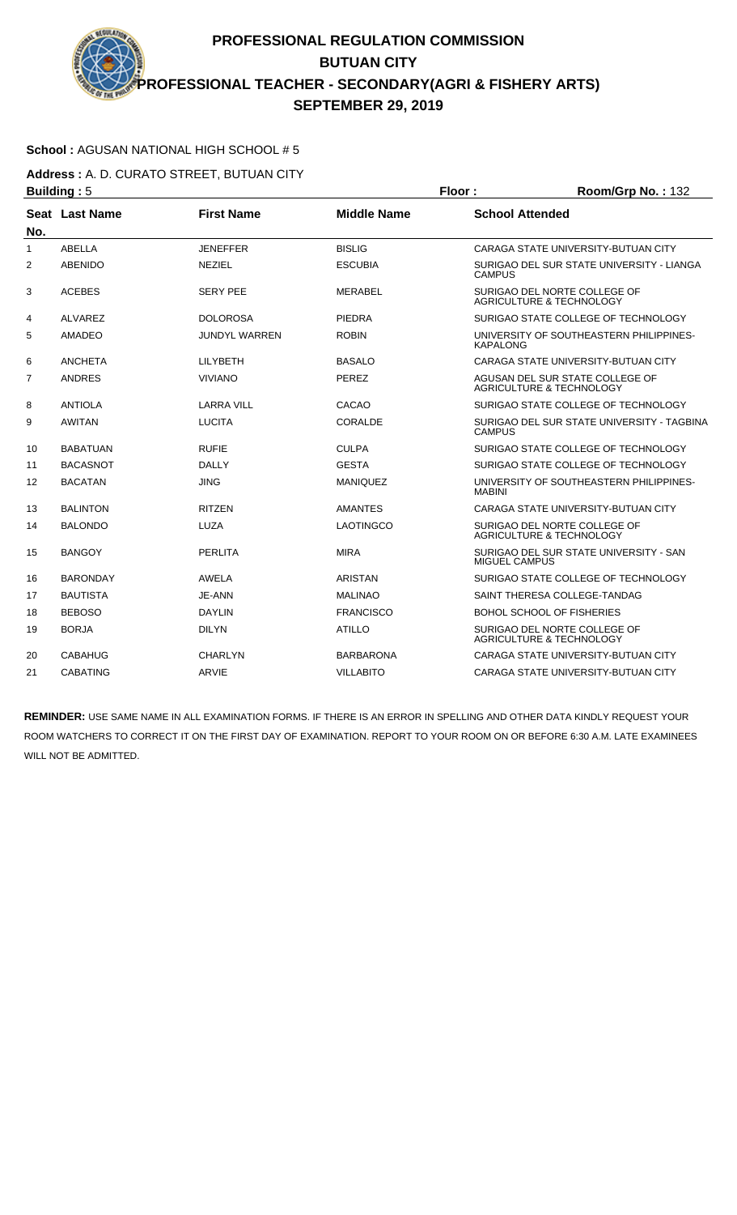# PROFESSIONAL REGULATION COMMISSION
## BUTUAN CITY
## PROFESSIONAL TEACHER - SECONDARY(AGRI & FISHERY ARTS)
## SEPTEMBER 29, 2019

**School :** AGUSAN NATIONAL HIGH SCHOOL # 5

**Address :** A. D. CURATO STREET, BUTUAN CITY

**Building :** 5 **Floor :** **Room/Grp No. :** 132

| Seat No. | Last Name | First Name | Middle Name | School Attended |
|---|---|---|---|---|
| 1 | ABELLA | JENEFFER | BISLIG | CARAGA STATE UNIVERSITY-BUTUAN CITY |
| 2 | ABENIDO | NEZIEL | ESCUBIA | SURIGAO DEL SUR STATE UNIVERSITY - LIANGA CAMPUS |
| 3 | ACEBES | SERY PEE | MERABEL | SURIGAO DEL NORTE COLLEGE OF AGRICULTURE & TECHNOLOGY |
| 4 | ALVAREZ | DOLOROSA | PIEDRA | SURIGAO STATE COLLEGE OF TECHNOLOGY |
| 5 | AMADEO | JUNDYL WARREN | ROBIN | UNIVERSITY OF SOUTHEASTERN PHILIPPINES-KAPALONG |
| 6 | ANCHETA | LILYBETH | BASALO | CARAGA STATE UNIVERSITY-BUTUAN CITY |
| 7 | ANDRES | VIVIANO | PEREZ | AGUSAN DEL SUR STATE COLLEGE OF AGRICULTURE & TECHNOLOGY |
| 8 | ANTIOLA | LARRA VILL | CACAO | SURIGAO STATE COLLEGE OF TECHNOLOGY |
| 9 | AWITAN | LUCITA | CORALDE | SURIGAO DEL SUR STATE UNIVERSITY - TAGBINA CAMPUS |
| 10 | BABATUAN | RUFIE | CULPA | SURIGAO STATE COLLEGE OF TECHNOLOGY |
| 11 | BACASNOT | DALLY | GESTA | SURIGAO STATE COLLEGE OF TECHNOLOGY |
| 12 | BACATAN | JING | MANIQUEZ | UNIVERSITY OF SOUTHEASTERN PHILIPPINES-MABINI |
| 13 | BALINTON | RITZEN | AMANTES | CARAGA STATE UNIVERSITY-BUTUAN CITY |
| 14 | BALONDO | LUZA | LAOTINGCO | SURIGAO DEL NORTE COLLEGE OF AGRICULTURE & TECHNOLOGY |
| 15 | BANGOY | PERLITA | MIRA | SURIGAO DEL SUR STATE UNIVERSITY - SAN MIGUEL CAMPUS |
| 16 | BARONDAY | AWELA | ARISTAN | SURIGAO STATE COLLEGE OF TECHNOLOGY |
| 17 | BAUTISTA | JE-ANN | MALINAO | SAINT THERESA COLLEGE-TANDAG |
| 18 | BEBOSO | DAYLIN | FRANCISCO | BOHOL SCHOOL OF FISHERIES |
| 19 | BORJA | DILYN | ATILLO | SURIGAO DEL NORTE COLLEGE OF AGRICULTURE & TECHNOLOGY |
| 20 | CABAHUG | CHARLYN | BARBARONA | CARAGA STATE UNIVERSITY-BUTUAN CITY |
| 21 | CABATING | ARVIE | VILLABITO | CARAGA STATE UNIVERSITY-BUTUAN CITY |

**REMINDER:** USE SAME NAME IN ALL EXAMINATION FORMS. IF THERE IS AN ERROR IN SPELLING AND OTHER DATA KINDLY REQUEST YOUR ROOM WATCHERS TO CORRECT IT ON THE FIRST DAY OF EXAMINATION. REPORT TO YOUR ROOM ON OR BEFORE 6:30 A.M. LATE EXAMINEES WILL NOT BE ADMITTED.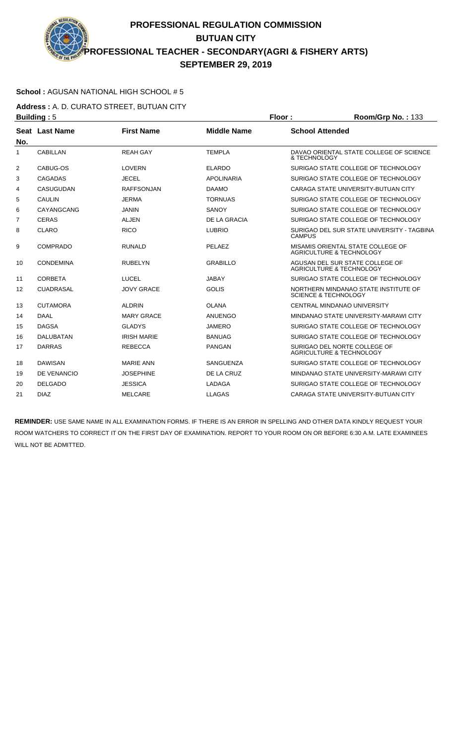# PROFESSIONAL REGULATION COMMISSION
## BUTUAN CITY
## PROFESSIONAL TEACHER - SECONDARY(AGRI & FISHERY ARTS)
## SEPTEMBER 29, 2019

**School :** AGUSAN NATIONAL HIGH SCHOOL # 5

**Address :** A. D. CURATO STREET, BUTUAN CITY

**Building :** 5 **Floor :** **Room/Grp No. :** 133

| Seat No. | Last Name | First Name | Middle Name | School Attended |
|---|---|---|---|---|
| 1 | CABILLAN | REAH GAY | TEMPLA | DAVAO ORIENTAL STATE COLLEGE OF SCIENCE & TECHNOLOGY |
| 2 | CABUG-OS | LOVERN | ELARDO | SURIGAO STATE COLLEGE OF TECHNOLOGY |
| 3 | CAGADAS | JECEL | APOLINARIA | SURIGAO STATE COLLEGE OF TECHNOLOGY |
| 4 | CASUGUDAN | RAFFSONJAN | DAAMO | CARAGA STATE UNIVERSITY-BUTUAN CITY |
| 5 | CAULIN | JERMA | TORNUAS | SURIGAO STATE COLLEGE OF TECHNOLOGY |
| 6 | CAYANGCANG | JANIN | SANOY | SURIGAO STATE COLLEGE OF TECHNOLOGY |
| 7 | CERAS | ALJEN | DE LA GRACIA | SURIGAO STATE COLLEGE OF TECHNOLOGY |
| 8 | CLARO | RICO | LUBRIO | SURIGAO DEL SUR STATE UNIVERSITY - TAGBINA CAMPUS |
| 9 | COMPRADO | RUNALD | PELAEZ | MISAMIS ORIENTAL STATE COLLEGE OF AGRICULTURE & TECHNOLOGY |
| 10 | CONDEMINA | RUBELYN | GRABILLO | AGUSAN DEL SUR STATE COLLEGE OF AGRICULTURE & TECHNOLOGY |
| 11 | CORBETA | LUCEL | JABAY | SURIGAO STATE COLLEGE OF TECHNOLOGY |
| 12 | CUADRASAL | JOVY GRACE | GOLIS | NORTHERN MINDANAO STATE INSTITUTE OF SCIENCE & TECHNOLOGY |
| 13 | CUTAMORA | ALDRIN | OLANA | CENTRAL MINDANAO UNIVERSITY |
| 14 | DAAL | MARY GRACE | ANUENGO | MINDANAO STATE UNIVERSITY-MARAWI CITY |
| 15 | DAGSA | GLADYS | JAMERO | SURIGAO STATE COLLEGE OF TECHNOLOGY |
| 16 | DALUBATAN | IRISH MARIE | BANUAG | SURIGAO STATE COLLEGE OF TECHNOLOGY |
| 17 | DARRAS | REBECCA | PANGAN | SURIGAO DEL NORTE COLLEGE OF AGRICULTURE & TECHNOLOGY |
| 18 | DAWISAN | MARIE ANN | SANGUENZA | SURIGAO STATE COLLEGE OF TECHNOLOGY |
| 19 | DE VENANCIO | JOSEPHINE | DE LA CRUZ | MINDANAO STATE UNIVERSITY-MARAWI CITY |
| 20 | DELGADO | JESSICA | LADAGA | SURIGAO STATE COLLEGE OF TECHNOLOGY |
| 21 | DIAZ | MELCARE | LLAGAS | CARAGA STATE UNIVERSITY-BUTUAN CITY |

**REMINDER:** USE SAME NAME IN ALL EXAMINATION FORMS. IF THERE IS AN ERROR IN SPELLING AND OTHER DATA KINDLY REQUEST YOUR ROOM WATCHERS TO CORRECT IT ON THE FIRST DAY OF EXAMINATION. REPORT TO YOUR ROOM ON OR BEFORE 6:30 A.M. LATE EXAMINEES WILL NOT BE ADMITTED.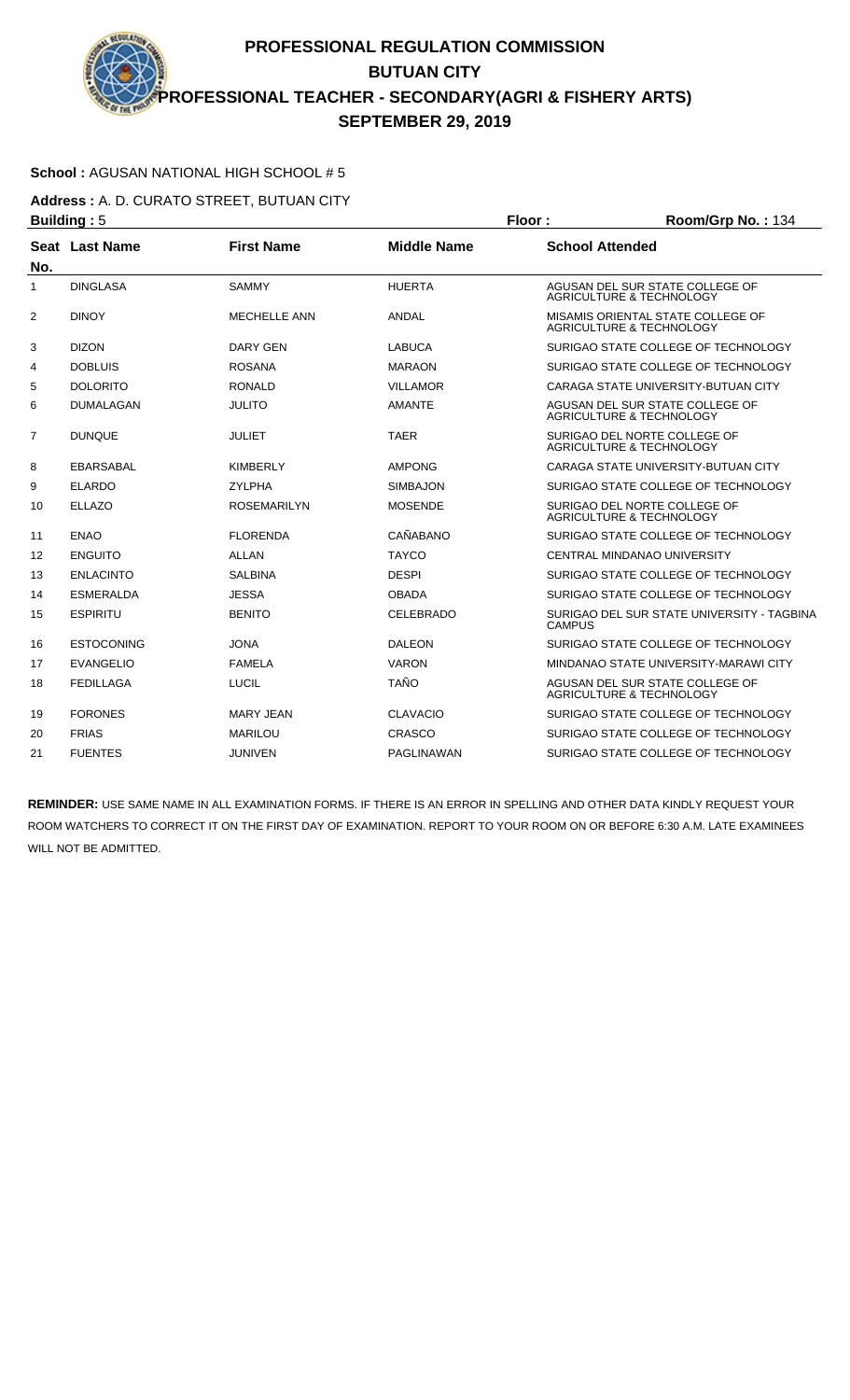# PROFESSIONAL REGULATION COMMISSION
## BUTUAN CITY
## PROFESSIONAL TEACHER - SECONDARY(AGRI & FISHERY ARTS)
## SEPTEMBER 29, 2019

**School :** AGUSAN NATIONAL HIGH SCHOOL # 5

**Address :** A. D. CURATO STREET, BUTUAN CITY

**Building :** 5 **Floor :** **Room/Grp No. :** 134

| Seat No. | Last Name | First Name | Middle Name | School Attended |
|---|---|---|---|---|
| 1 | DINGLASA | SAMMY | HUERTA | AGUSAN DEL SUR STATE COLLEGE OF AGRICULTURE & TECHNOLOGY |
| 2 | DINOY | MECHELLE ANN | ANDAL | MISAMIS ORIENTAL STATE COLLEGE OF AGRICULTURE & TECHNOLOGY |
| 3 | DIZON | DARY GEN | LABUCA | SURIGAO STATE COLLEGE OF TECHNOLOGY |
| 4 | DOBLUIS | ROSANA | MARAON | SURIGAO STATE COLLEGE OF TECHNOLOGY |
| 5 | DOLORITO | RONALD | VILLAMOR | CARAGA STATE UNIVERSITY-BUTUAN CITY |
| 6 | DUMALAGAN | JULITO | AMANTE | AGUSAN DEL SUR STATE COLLEGE OF AGRICULTURE & TECHNOLOGY |
| 7 | DUNQUE | JULIET | TAER | SURIGAO DEL NORTE COLLEGE OF AGRICULTURE & TECHNOLOGY |
| 8 | EBARSABAL | KIMBERLY | AMPONG | CARAGA STATE UNIVERSITY-BUTUAN CITY |
| 9 | ELARDO | ZYLPHA | SIMBAJON | SURIGAO STATE COLLEGE OF TECHNOLOGY |
| 10 | ELLAZO | ROSEMARILYN | MOSENDE | SURIGAO DEL NORTE COLLEGE OF AGRICULTURE & TECHNOLOGY |
| 11 | ENAO | FLORENDA | CAÑABANO | SURIGAO STATE COLLEGE OF TECHNOLOGY |
| 12 | ENGUITO | ALLAN | TAYCO | CENTRAL MINDANAO UNIVERSITY |
| 13 | ENLACINTO | SALBINA | DESPI | SURIGAO STATE COLLEGE OF TECHNOLOGY |
| 14 | ESMERALDA | JESSA | OBADA | SURIGAO STATE COLLEGE OF TECHNOLOGY |
| 15 | ESPIRITU | BENITO | CELEBRADO | SURIGAO DEL SUR STATE UNIVERSITY - TAGBINA CAMPUS |
| 16 | ESTOCONING | JONA | DALEON | SURIGAO STATE COLLEGE OF TECHNOLOGY |
| 17 | EVANGELIO | FAMELA | VARON | MINDANAO STATE UNIVERSITY-MARAWI CITY |
| 18 | FEDILLAGA | LUCIL | TAÑO | AGUSAN DEL SUR STATE COLLEGE OF AGRICULTURE & TECHNOLOGY |
| 19 | FORONES | MARY JEAN | CLAVACIO | SURIGAO STATE COLLEGE OF TECHNOLOGY |
| 20 | FRIAS | MARILOU | CRASCO | SURIGAO STATE COLLEGE OF TECHNOLOGY |
| 21 | FUENTES | JUNIVEN | PAGLINAWAN | SURIGAO STATE COLLEGE OF TECHNOLOGY |

**REMINDER:** USE SAME NAME IN ALL EXAMINATION FORMS. IF THERE IS AN ERROR IN SPELLING AND OTHER DATA KINDLY REQUEST YOUR ROOM WATCHERS TO CORRECT IT ON THE FIRST DAY OF EXAMINATION. REPORT TO YOUR ROOM ON OR BEFORE 6:30 A.M. LATE EXAMINEES WILL NOT BE ADMITTED.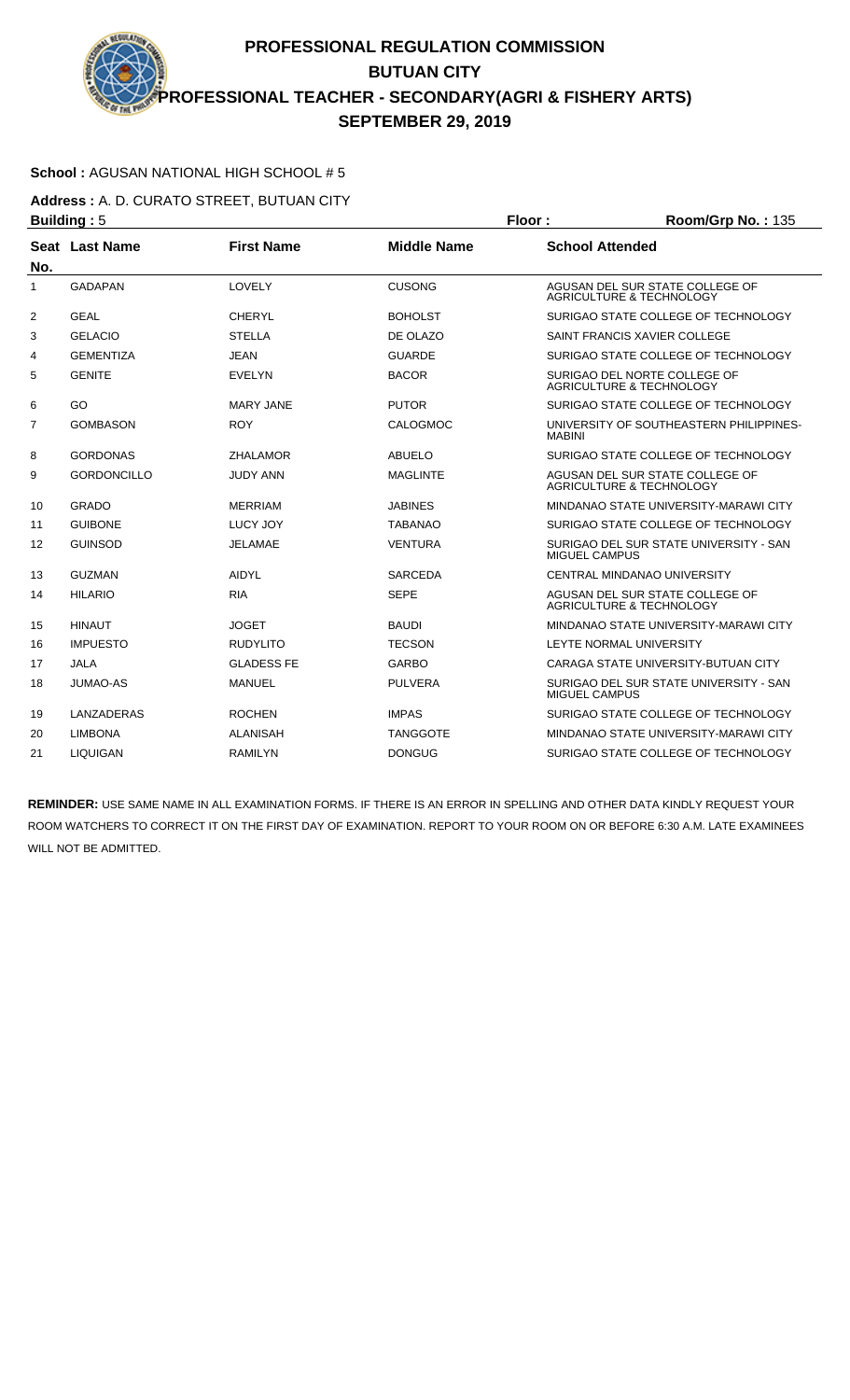# PROFESSIONAL REGULATION COMMISSION
## BUTUAN CITY
## PROFESSIONAL TEACHER - SECONDARY(AGRI & FISHERY ARTS)
## SEPTEMBER 29, 2019

**School :** AGUSAN NATIONAL HIGH SCHOOL # 5

**Address :** A. D. CURATO STREET, BUTUAN CITY

**Building :** 5 **Floor :** **Room/Grp No. :** 135

| Seat No. | Last Name | First Name | Middle Name | School Attended |
|---|---|---|---|---|
| 1 | GADAPAN | LOVELY | CUSONG | AGUSAN DEL SUR STATE COLLEGE OF AGRICULTURE & TECHNOLOGY |
| 2 | GEAL | CHERYL | BOHOLST | SURIGAO STATE COLLEGE OF TECHNOLOGY |
| 3 | GELACIO | STELLA | DE OLAZO | SAINT FRANCIS XAVIER COLLEGE |
| 4 | GEMENTIZA | JEAN | GUARDE | SURIGAO STATE COLLEGE OF TECHNOLOGY |
| 5 | GENITE | EVELYN | BACOR | SURIGAO DEL NORTE COLLEGE OF AGRICULTURE & TECHNOLOGY |
| 6 | GO | MARY JANE | PUTOR | SURIGAO STATE COLLEGE OF TECHNOLOGY |
| 7 | GOMBASON | ROY | CALOGMOC | UNIVERSITY OF SOUTHEASTERN PHILIPPINES-MABINI |
| 8 | GORDONAS | ZHALAMOR | ABUELO | SURIGAO STATE COLLEGE OF TECHNOLOGY |
| 9 | GORDONCILLO | JUDY ANN | MAGLINTE | AGUSAN DEL SUR STATE COLLEGE OF AGRICULTURE & TECHNOLOGY |
| 10 | GRADO | MERRIAM | JABINES | MINDANAO STATE UNIVERSITY-MARAWI CITY |
| 11 | GUIBONE | LUCY JOY | TABANAO | SURIGAO STATE COLLEGE OF TECHNOLOGY |
| 12 | GUINSOD | JELAMAE | VENTURA | SURIGAO DEL SUR STATE UNIVERSITY - SAN MIGUEL CAMPUS |
| 13 | GUZMAN | AIDYL | SARCEDA | CENTRAL MINDANAO UNIVERSITY |
| 14 | HILARIO | RIA | SEPE | AGUSAN DEL SUR STATE COLLEGE OF AGRICULTURE & TECHNOLOGY |
| 15 | HINAUT | JOGET | BAUDI | MINDANAO STATE UNIVERSITY-MARAWI CITY |
| 16 | IMPUESTO | RUDYLITO | TECSON | LEYTE NORMAL UNIVERSITY |
| 17 | JALA | GLADESS FE | GARBO | CARAGA STATE UNIVERSITY-BUTUAN CITY |
| 18 | JUMAO-AS | MANUEL | PULVERA | SURIGAO DEL SUR STATE UNIVERSITY - SAN MIGUEL CAMPUS |
| 19 | LANZADERAS | ROCHEN | IMPAS | SURIGAO STATE COLLEGE OF TECHNOLOGY |
| 20 | LIMBONA | ALANISAH | TANGGOTE | MINDANAO STATE UNIVERSITY-MARAWI CITY |
| 21 | LIQUIGAN | RAMILYN | DONGUG | SURIGAO STATE COLLEGE OF TECHNOLOGY |

**REMINDER:** USE SAME NAME IN ALL EXAMINATION FORMS. IF THERE IS AN ERROR IN SPELLING AND OTHER DATA KINDLY REQUEST YOUR ROOM WATCHERS TO CORRECT IT ON THE FIRST DAY OF EXAMINATION. REPORT TO YOUR ROOM ON OR BEFORE 6:30 A.M. LATE EXAMINEES WILL NOT BE ADMITTED.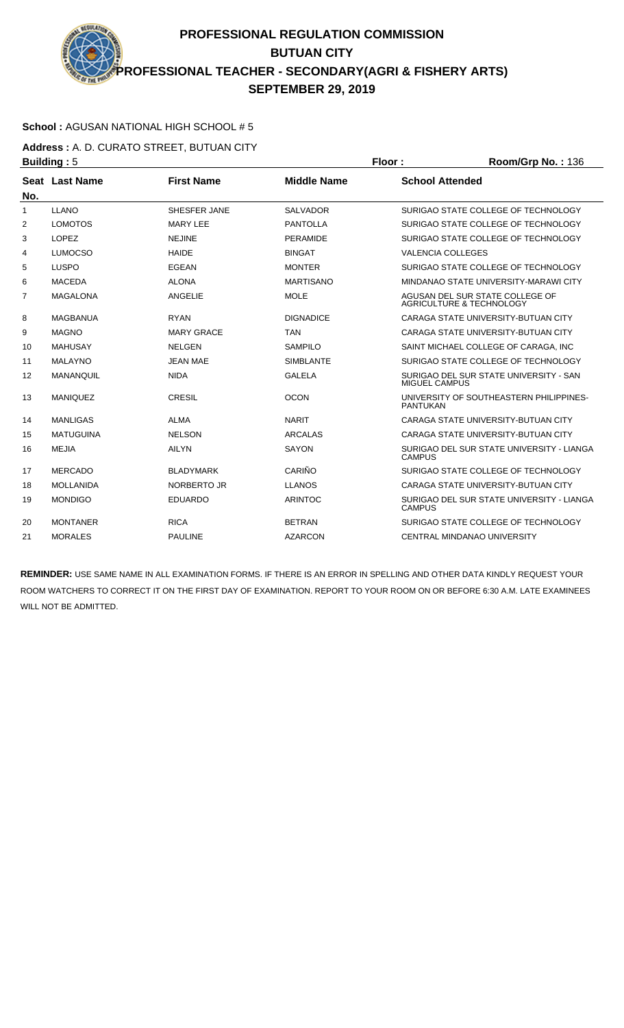# PROFESSIONAL REGULATION COMMISSION
## BUTUAN CITY
## PROFESSIONAL TEACHER - SECONDARY(AGRI & FISHERY ARTS)
## SEPTEMBER 29, 2019

**School :** AGUSAN NATIONAL HIGH SCHOOL # 5

**Address :** A. D. CURATO STREET, BUTUAN CITY

**Building :** 5 **Floor :** **Room/Grp No. :** 136

| Seat No. | Last Name | First Name | Middle Name | School Attended |
|---|---|---|---|---|
| 1 | LLANO | SHESFER JANE | SALVADOR | SURIGAO STATE COLLEGE OF TECHNOLOGY |
| 2 | LOMOTOS | MARY LEE | PANTOLLA | SURIGAO STATE COLLEGE OF TECHNOLOGY |
| 3 | LOPEZ | NEJINE | PERAMIDE | SURIGAO STATE COLLEGE OF TECHNOLOGY |
| 4 | LUMOCSO | HAIDE | BINGAT | VALENCIA COLLEGES |
| 5 | LUSPO | EGEAN | MONTER | SURIGAO STATE COLLEGE OF TECHNOLOGY |
| 6 | MACEDA | ALONA | MARTISANO | MINDANAO STATE UNIVERSITY-MARAWI CITY |
| 7 | MAGALONA | ANGELIE | MOLE | AGUSAN DEL SUR STATE COLLEGE OF AGRICULTURE & TECHNOLOGY |
| 8 | MAGBANUA | RYAN | DIGNADICE | CARAGA STATE UNIVERSITY-BUTUAN CITY |
| 9 | MAGNO | MARY GRACE | TAN | CARAGA STATE UNIVERSITY-BUTUAN CITY |
| 10 | MAHUSAY | NELGEN | SAMPILO | SAINT MICHAEL COLLEGE OF CARAGA, INC |
| 11 | MALAYNO | JEAN MAE | SIMBLANTE | SURIGAO STATE COLLEGE OF TECHNOLOGY |
| 12 | MANANQUIL | NIDA | GALELA | SURIGAO DEL SUR STATE UNIVERSITY - SAN MIGUEL CAMPUS |
| 13 | MANIQUEZ | CRESIL | OCON | UNIVERSITY OF SOUTHEASTERN PHILIPPINES-PANTUKAN |
| 14 | MANLIGAS | ALMA | NARIT | CARAGA STATE UNIVERSITY-BUTUAN CITY |
| 15 | MATUGUINA | NELSON | ARCALAS | CARAGA STATE UNIVERSITY-BUTUAN CITY |
| 16 | MEJIA | AILYN | SAYON | SURIGAO DEL SUR STATE UNIVERSITY - LIANGA CAMPUS |
| 17 | MERCADO | BLADYMARK | CARIÑO | SURIGAO STATE COLLEGE OF TECHNOLOGY |
| 18 | MOLLANIDA | NORBERTO JR | LLANOS | CARAGA STATE UNIVERSITY-BUTUAN CITY |
| 19 | MONDIGO | EDUARDO | ARINTOC | SURIGAO DEL SUR STATE UNIVERSITY - LIANGA CAMPUS |
| 20 | MONTANER | RICA | BETRAN | SURIGAO STATE COLLEGE OF TECHNOLOGY |
| 21 | MORALES | PAULINE | AZARCON | CENTRAL MINDANAO UNIVERSITY |

**REMINDER:** USE SAME NAME IN ALL EXAMINATION FORMS. IF THERE IS AN ERROR IN SPELLING AND OTHER DATA KINDLY REQUEST YOUR ROOM WATCHERS TO CORRECT IT ON THE FIRST DAY OF EXAMINATION. REPORT TO YOUR ROOM ON OR BEFORE 6:30 A.M. LATE EXAMINEES WILL NOT BE ADMITTED.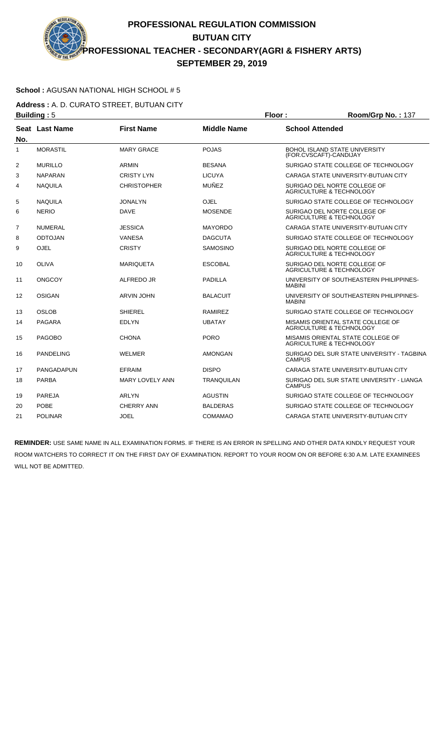# PROFESSIONAL REGULATION COMMISSION
## BUTUAN CITY
## PROFESSIONAL TEACHER - SECONDARY(AGRI & FISHERY ARTS)
## SEPTEMBER 29, 2019

**School :** AGUSAN NATIONAL HIGH SCHOOL # 5

**Address :** A. D. CURATO STREET, BUTUAN CITY

**Building :** 5 **Floor :** **Room/Grp No. :** 137

| Seat No. | Last Name | First Name | Middle Name | School Attended |
|---|---|---|---|---|
| 1 | MORASTIL | MARY GRACE | POJAS | BOHOL ISLAND STATE UNIVERSITY (FOR.CVSCAFT)-CANDIJAY |
| 2 | MURILLO | ARMIN | BESANA | SURIGAO STATE COLLEGE OF TECHNOLOGY |
| 3 | NAPARAN | CRISTY LYN | LICUYA | CARAGA STATE UNIVERSITY-BUTUAN CITY |
| 4 | NAQUILA | CHRISTOPHER | MUÑEZ | SURIGAO DEL NORTE COLLEGE OF AGRICULTURE & TECHNOLOGY |
| 5 | NAQUILA | JONALYN | OJEL | SURIGAO STATE COLLEGE OF TECHNOLOGY |
| 6 | NERIO | DAVE | MOSENDE | SURIGAO DEL NORTE COLLEGE OF AGRICULTURE & TECHNOLOGY |
| 7 | NUMERAL | JESSICA | MAYORDO | CARAGA STATE UNIVERSITY-BUTUAN CITY |
| 8 | ODTOJAN | VANESA | DAGCUTA | SURIGAO STATE COLLEGE OF TECHNOLOGY |
| 9 | OJEL | CRISTY | SAMOSINO | SURIGAO DEL NORTE COLLEGE OF AGRICULTURE & TECHNOLOGY |
| 10 | OLIVA | MARIQUETA | ESCOBAL | SURIGAO DEL NORTE COLLEGE OF AGRICULTURE & TECHNOLOGY |
| 11 | ONGCOY | ALFREDO JR | PADILLA | UNIVERSITY OF SOUTHEASTERN PHILIPPINES-MABINI |
| 12 | OSIGAN | ARVIN JOHN | BALACUIT | UNIVERSITY OF SOUTHEASTERN PHILIPPINES-MABINI |
| 13 | OSLOB | SHIEREL | RAMIREZ | SURIGAO STATE COLLEGE OF TECHNOLOGY |
| 14 | PAGARA | EDLYN | UBATAY | MISAMIS ORIENTAL STATE COLLEGE OF AGRICULTURE & TECHNOLOGY |
| 15 | PAGOBO | CHONA | PORO | MISAMIS ORIENTAL STATE COLLEGE OF AGRICULTURE & TECHNOLOGY |
| 16 | PANDELING | WELMER | AMONGAN | SURIGAO DEL SUR STATE UNIVERSITY - TAGBINA CAMPUS |
| 17 | PANGADAPUN | EFRAIM | DISPO | CARAGA STATE UNIVERSITY-BUTUAN CITY |
| 18 | PARBA | MARY LOVELY ANN | TRANQUILAN | SURIGAO DEL SUR STATE UNIVERSITY - LIANGA CAMPUS |
| 19 | PAREJA | ARLYN | AGUSTIN | SURIGAO STATE COLLEGE OF TECHNOLOGY |
| 20 | POBE | CHERRY ANN | BALDERAS | SURIGAO STATE COLLEGE OF TECHNOLOGY |
| 21 | POLINAR | JOEL | COMAMAO | CARAGA STATE UNIVERSITY-BUTUAN CITY |

**REMINDER:** USE SAME NAME IN ALL EXAMINATION FORMS. IF THERE IS AN ERROR IN SPELLING AND OTHER DATA KINDLY REQUEST YOUR ROOM WATCHERS TO CORRECT IT ON THE FIRST DAY OF EXAMINATION. REPORT TO YOUR ROOM ON OR BEFORE 6:30 A.M. LATE EXAMINEES WILL NOT BE ADMITTED.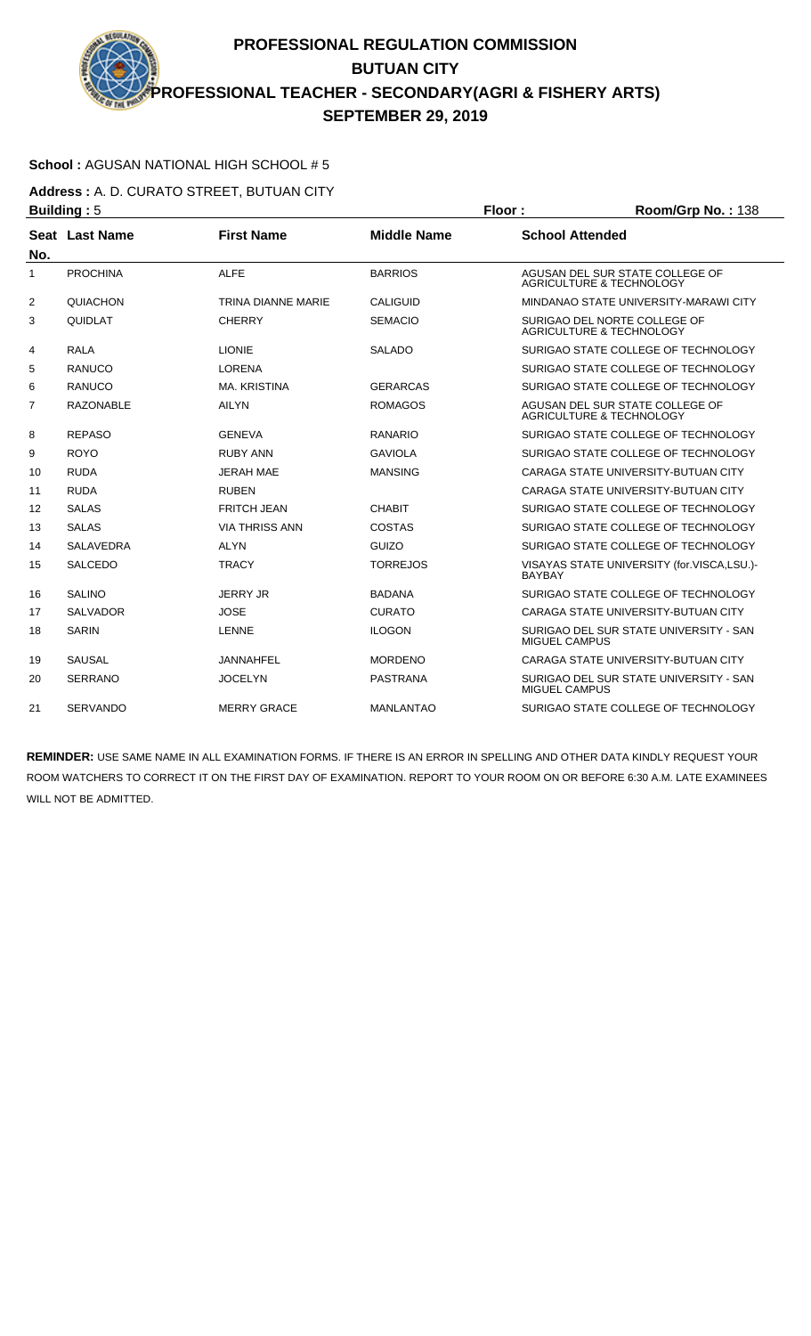# PROFESSIONAL REGULATION COMMISSION
## BUTUAN CITY
## PROFESSIONAL TEACHER - SECONDARY(AGRI & FISHERY ARTS)
## SEPTEMBER 29, 2019

**School :** AGUSAN NATIONAL HIGH SCHOOL # 5

**Address :** A. D. CURATO STREET, BUTUAN CITY

**Building :** 5 **Floor :** **Room/Grp No. :** 138

| Seat No. | Last Name | First Name | Middle Name | School Attended |
|---|---|---|---|---|
| 1 | PROCHINA | ALFE | BARRIOS | AGUSAN DEL SUR STATE COLLEGE OF AGRICULTURE & TECHNOLOGY |
| 2 | QUIACHON | TRINA DIANNE MARIE | CALIGUID | MINDANAO STATE UNIVERSITY-MARAWI CITY |
| 3 | QUIDLAT | CHERRY | SEMACIO | SURIGAO DEL NORTE COLLEGE OF AGRICULTURE & TECHNOLOGY |
| 4 | RALA | LIONIE | SALADO | SURIGAO STATE COLLEGE OF TECHNOLOGY |
| 5 | RANUCO | LORENA | | SURIGAO STATE COLLEGE OF TECHNOLOGY |
| 6 | RANUCO | MA. KRISTINA | GERARCAS | SURIGAO STATE COLLEGE OF TECHNOLOGY |
| 7 | RAZONABLE | AILYN | ROMAGOS | AGUSAN DEL SUR STATE COLLEGE OF AGRICULTURE & TECHNOLOGY |
| 8 | REPASO | GENEVA | RANARIO | SURIGAO STATE COLLEGE OF TECHNOLOGY |
| 9 | ROYO | RUBY ANN | GAVIOLA | SURIGAO STATE COLLEGE OF TECHNOLOGY |
| 10 | RUDA | JERAH MAE | MANSING | CARAGA STATE UNIVERSITY-BUTUAN CITY |
| 11 | RUDA | RUBEN | | CARAGA STATE UNIVERSITY-BUTUAN CITY |
| 12 | SALAS | FRITCH JEAN | CHABIT | SURIGAO STATE COLLEGE OF TECHNOLOGY |
| 13 | SALAS | VIA THRISS ANN | COSTAS | SURIGAO STATE COLLEGE OF TECHNOLOGY |
| 14 | SALAVEDRA | ALYN | GUIZO | SURIGAO STATE COLLEGE OF TECHNOLOGY |
| 15 | SALCEDO | TRACY | TORREJOS | VISAYAS STATE UNIVERSITY (for.VISCA,LSU.)-BAYBAY |
| 16 | SALINO | JERRY JR | BADANA | SURIGAO STATE COLLEGE OF TECHNOLOGY |
| 17 | SALVADOR | JOSE | CURATO | CARAGA STATE UNIVERSITY-BUTUAN CITY |
| 18 | SARIN | LENNE | ILOGON | SURIGAO DEL SUR STATE UNIVERSITY - SAN MIGUEL CAMPUS |
| 19 | SAUSAL | JANNAHFEL | MORDENO | CARAGA STATE UNIVERSITY-BUTUAN CITY |
| 20 | SERRANO | JOCELYN | PASTRANA | SURIGAO DEL SUR STATE UNIVERSITY - SAN MIGUEL CAMPUS |
| 21 | SERVANDO | MERRY GRACE | MANLANTAO | SURIGAO STATE COLLEGE OF TECHNOLOGY |

**REMINDER:** USE SAME NAME IN ALL EXAMINATION FORMS. IF THERE IS AN ERROR IN SPELLING AND OTHER DATA KINDLY REQUEST YOUR ROOM WATCHERS TO CORRECT IT ON THE FIRST DAY OF EXAMINATION. REPORT TO YOUR ROOM ON OR BEFORE 6:30 A.M. LATE EXAMINEES WILL NOT BE ADMITTED.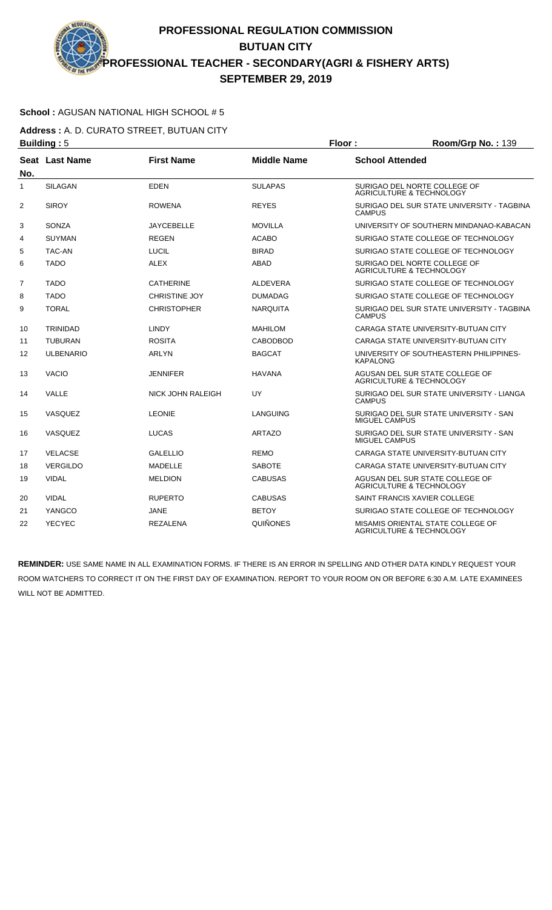# PROFESSIONAL REGULATION COMMISSION
## BUTUAN CITY
## PROFESSIONAL TEACHER - SECONDARY(AGRI & FISHERY ARTS)
## SEPTEMBER 29, 2019

**School :** AGUSAN NATIONAL HIGH SCHOOL # 5

**Address :** A. D. CURATO STREET, BUTUAN CITY

**Building :** 5 **Floor :** **Room/Grp No. :** 139

| Seat No. | Last Name | First Name | Middle Name | School Attended |
|---|---|---|---|---|
| 1 | SILAGAN | EDEN | SULAPAS | SURIGAO DEL NORTE COLLEGE OF AGRICULTURE & TECHNOLOGY |
| 2 | SIROY | ROWENA | REYES | SURIGAO DEL SUR STATE UNIVERSITY - TAGBINA CAMPUS |
| 3 | SONZA | JAYCEBELLE | MOVILLA | UNIVERSITY OF SOUTHERN MINDANAO-KABACAN |
| 4 | SUYMAN | REGEN | ACABO | SURIGAO STATE COLLEGE OF TECHNOLOGY |
| 5 | TAC-AN | LUCIL | BIRAD | SURIGAO STATE COLLEGE OF TECHNOLOGY |
| 6 | TADO | ALEX | ABAD | SURIGAO DEL NORTE COLLEGE OF AGRICULTURE & TECHNOLOGY |
| 7 | TADO | CATHERINE | ALDEVERA | SURIGAO STATE COLLEGE OF TECHNOLOGY |
| 8 | TADO | CHRISTINE JOY | DUMADAG | SURIGAO STATE COLLEGE OF TECHNOLOGY |
| 9 | TORAL | CHRISTOPHER | NARQUITA | SURIGAO DEL SUR STATE UNIVERSITY - TAGBINA CAMPUS |
| 10 | TRINIDAD | LINDY | MAHILOM | CARAGA STATE UNIVERSITY-BUTUAN CITY |
| 11 | TUBURAN | ROSITA | CABODBOD | CARAGA STATE UNIVERSITY-BUTUAN CITY |
| 12 | ULBENARIO | ARLYN | BAGCAT | UNIVERSITY OF SOUTHEASTERN PHILIPPINES-KAPALONG |
| 13 | VACIO | JENNIFER | HAVANA | AGUSAN DEL SUR STATE COLLEGE OF AGRICULTURE & TECHNOLOGY |
| 14 | VALLE | NICK JOHN RALEIGH | UY | SURIGAO DEL SUR STATE UNIVERSITY - LIANGA CAMPUS |
| 15 | VASQUEZ | LEONIE | LANGUING | SURIGAO DEL SUR STATE UNIVERSITY - SAN MIGUEL CAMPUS |
| 16 | VASQUEZ | LUCAS | ARTAZO | SURIGAO DEL SUR STATE UNIVERSITY - SAN MIGUEL CAMPUS |
| 17 | VELACSE | GALELLIO | REMO | CARAGA STATE UNIVERSITY-BUTUAN CITY |
| 18 | VERGILDO | MADELLE | SABOTE | CARAGA STATE UNIVERSITY-BUTUAN CITY |
| 19 | VIDAL | MELDION | CABUSAS | AGUSAN DEL SUR STATE COLLEGE OF AGRICULTURE & TECHNOLOGY |
| 20 | VIDAL | RUPERTO | CABUSAS | SAINT FRANCIS XAVIER COLLEGE |
| 21 | YANGCO | JANE | BETOY | SURIGAO STATE COLLEGE OF TECHNOLOGY |
| 22 | YECYEC | REZALENA | QUIÑONES | MISAMIS ORIENTAL STATE COLLEGE OF AGRICULTURE & TECHNOLOGY |

**REMINDER:** USE SAME NAME IN ALL EXAMINATION FORMS. IF THERE IS AN ERROR IN SPELLING AND OTHER DATA KINDLY REQUEST YOUR ROOM WATCHERS TO CORRECT IT ON THE FIRST DAY OF EXAMINATION. REPORT TO YOUR ROOM ON OR BEFORE 6:30 A.M. LATE EXAMINEES WILL NOT BE ADMITTED.